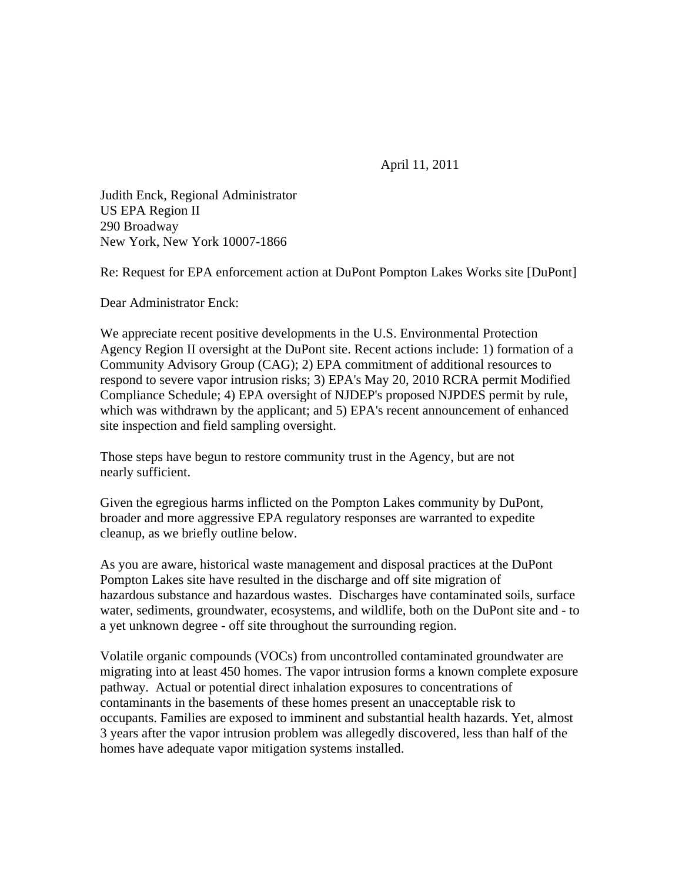April 11, 2011

Judith Enck, Regional Administrator
US EPA Region II
290 Broadway
New York, New York 10007-1866

Re: Request for EPA enforcement action at DuPont Pompton Lakes Works site [DuPont]

Dear Administrator Enck:

We appreciate recent positive developments in the U.S. Environmental Protection Agency Region II oversight at the DuPont site. Recent actions include: 1) formation of a Community Advisory Group (CAG); 2) EPA commitment of additional resources to respond to severe vapor intrusion risks; 3) EPA's May 20, 2010 RCRA permit Modified Compliance Schedule; 4) EPA oversight of NJDEP's proposed NJPDES permit by rule, which was withdrawn by the applicant; and 5) EPA's recent announcement of enhanced site inspection and field sampling oversight.

Those steps have begun to restore community trust in the Agency, but are not nearly sufficient.

Given the egregious harms inflicted on the Pompton Lakes community by DuPont, broader and more aggressive EPA regulatory responses are warranted to expedite cleanup, as we briefly outline below.

As you are aware, historical waste management and disposal practices at the DuPont Pompton Lakes site have resulted in the discharge and off site migration of hazardous substance and hazardous wastes. Discharges have contaminated soils, surface water, sediments, groundwater, ecosystems, and wildlife, both on the DuPont site and - to a yet unknown degree - off site throughout the surrounding region.

Volatile organic compounds (VOCs) from uncontrolled contaminated groundwater are migrating into at least 450 homes. The vapor intrusion forms a known complete exposure pathway. Actual or potential direct inhalation exposures to concentrations of contaminants in the basements of these homes present an unacceptable risk to occupants. Families are exposed to imminent and substantial health hazards. Yet, almost 3 years after the vapor intrusion problem was allegedly discovered, less than half of the homes have adequate vapor mitigation systems installed.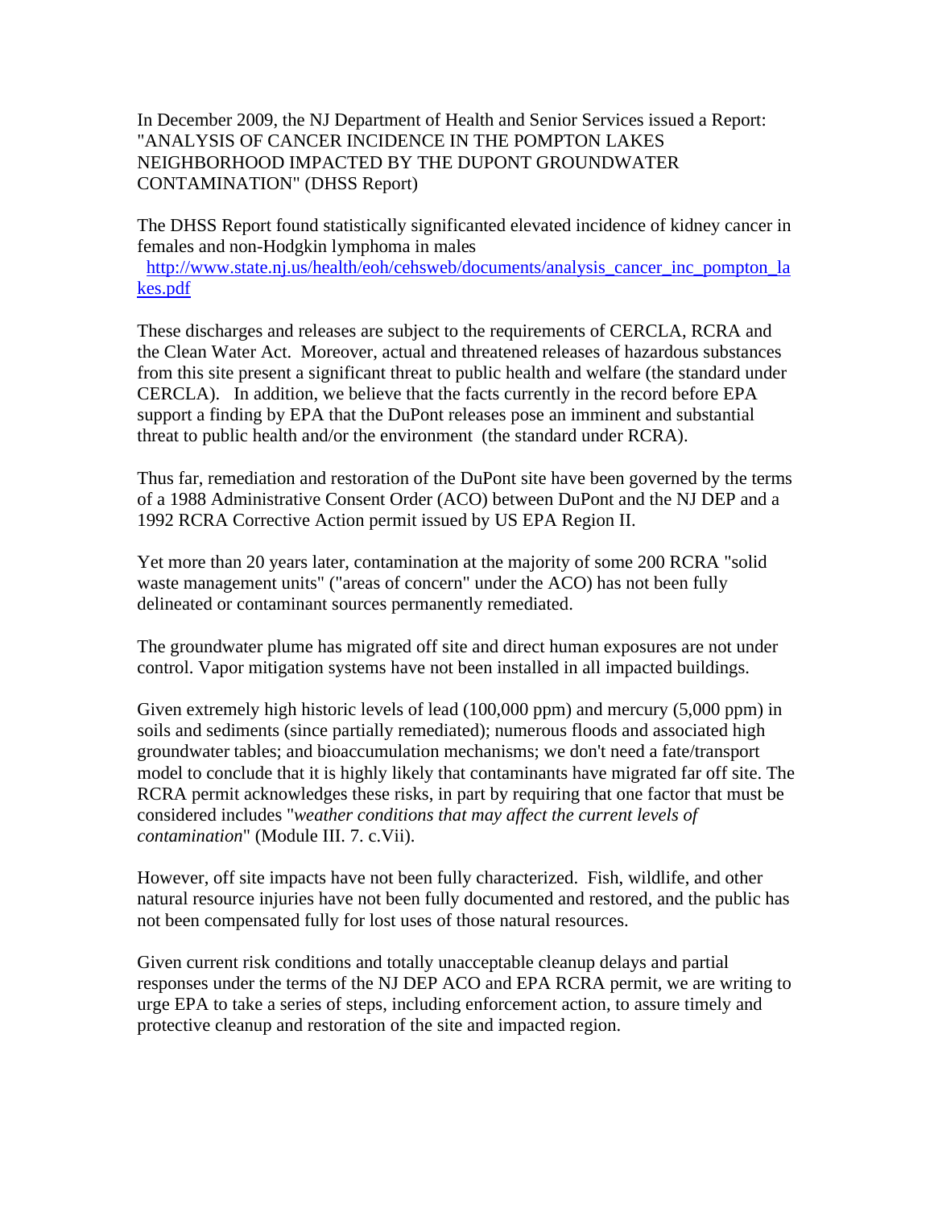In December 2009, the NJ Department of Health and Senior Services issued a Report: "ANALYSIS OF CANCER INCIDENCE IN THE POMPTON LAKES NEIGHBORHOOD IMPACTED BY THE DUPONT GROUNDWATER CONTAMINATION" (DHSS Report)

The DHSS Report found statistically significanted elevated incidence of kidney cancer in females and non-Hodgkin lymphoma in males [http://www.state.nj.us/health/eoh/cehsweb/documents/analysis_cancer_inc_pompton_lakes.pdf](http://www.state.nj.us/health/eoh/cehsweb/documents/analysis_cancer_inc_pompton_lakes.pdf)

These discharges and releases are subject to the requirements of CERCLA, RCRA and the Clean Water Act. Moreover, actual and threatened releases of hazardous substances from this site present a significant threat to public health and welfare (the standard under CERCLA). In addition, we believe that the facts currently in the record before EPA support a finding by EPA that the DuPont releases pose an imminent and substantial threat to public health and/or the environment (the standard under RCRA).

Thus far, remediation and restoration of the DuPont site have been governed by the terms of a 1988 Administrative Consent Order (ACO) between DuPont and the NJ DEP and a 1992 RCRA Corrective Action permit issued by US EPA Region II.

Yet more than 20 years later, contamination at the majority of some 200 RCRA "solid waste management units" ("areas of concern" under the ACO) has not been fully delineated or contaminant sources permanently remediated.

The groundwater plume has migrated off site and direct human exposures are not under control. Vapor mitigation systems have not been installed in all impacted buildings.

Given extremely high historic levels of lead (100,000 ppm) and mercury (5,000 ppm) in soils and sediments (since partially remediated); numerous floods and associated high groundwater tables; and bioaccumulation mechanisms; we don't need a fate/transport model to conclude that it is highly likely that contaminants have migrated far off site. The RCRA permit acknowledges these risks, in part by requiring that one factor that must be considered includes "*weather conditions that may affect the current levels of contamination*" (Module III. 7. c.Vii).

However, off site impacts have not been fully characterized. Fish, wildlife, and other natural resource injuries have not been fully documented and restored, and the public has not been compensated fully for lost uses of those natural resources.

Given current risk conditions and totally unacceptable cleanup delays and partial responses under the terms of the NJ DEP ACO and EPA RCRA permit, we are writing to urge EPA to take a series of steps, including enforcement action, to assure timely and protective cleanup and restoration of the site and impacted region.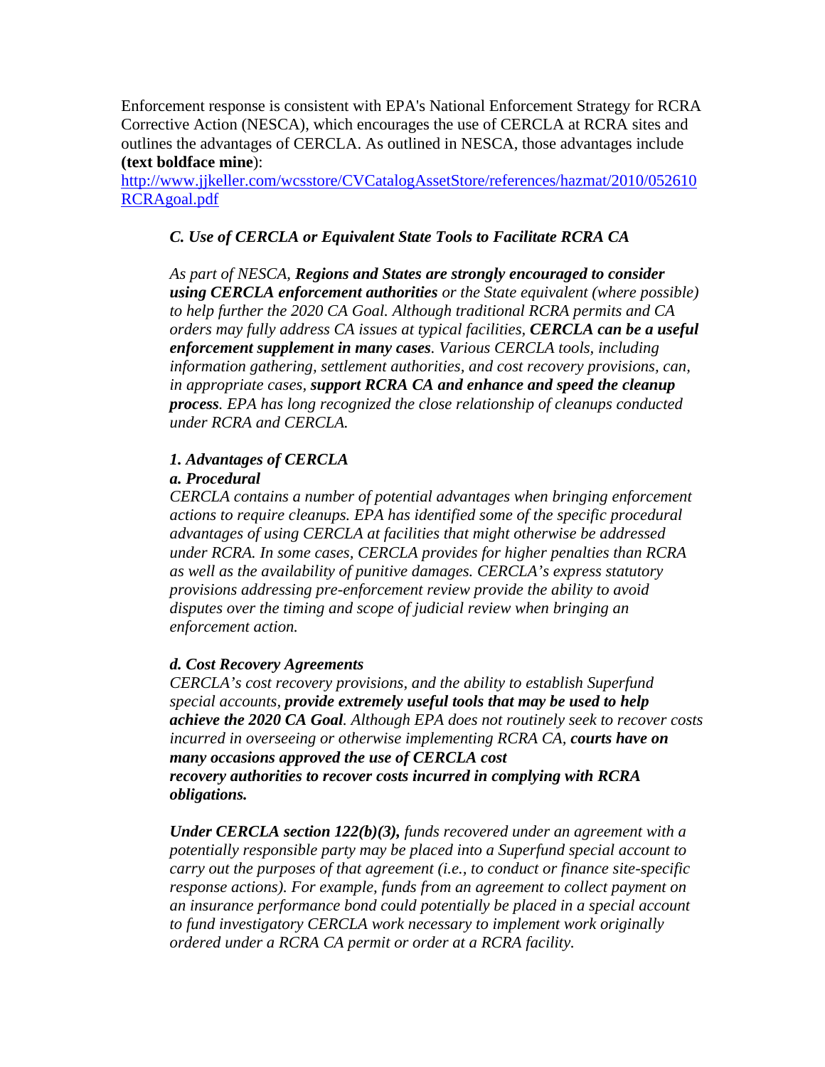Enforcement response is consistent with EPA's National Enforcement Strategy for RCRA Corrective Action (NESCA), which encourages the use of CERCLA at RCRA sites and outlines the advantages of CERCLA. As outlined in NESCA, those advantages include **(text boldface mine)**:
[http://www.jjkeller.com/wcsstore/CVCatalogAssetStore/references/hazmat/2010/052610RCRAgoal.pdf](http://www.jjkeller.com/wcsstore/CVCatalogAssetStore/references/hazmat/2010/052610RCRAgoal.pdf)

> *C. Use of CERCLA or Equivalent State Tools to Facilitate RCRA CA*
>
> *As part of NESCA, **Regions and States are strongly encouraged to consider using CERCLA enforcement authorities** or the State equivalent (where possible) to help further the 2020 CA Goal. Although traditional RCRA permits and CA orders may fully address CA issues at typical facilities, **CERCLA can be a useful enforcement supplement in many cases**. Various CERCLA tools, including information gathering, settlement authorities, and cost recovery provisions, can, in appropriate cases, **support RCRA CA and enhance and speed the cleanup process**. EPA has long recognized the close relationship of cleanups conducted under RCRA and CERCLA.*
>
> ***1. Advantages of CERCLA***
> ***a. Procedural***
> *CERCLA contains a number of potential advantages when bringing enforcement actions to require cleanups. EPA has identified some of the specific procedural advantages of using CERCLA at facilities that might otherwise be addressed under RCRA. In some cases, CERCLA provides for higher penalties than RCRA as well as the availability of punitive damages. CERCLA's express statutory provisions addressing pre-enforcement review provide the ability to avoid disputes over the timing and scope of judicial review when bringing an enforcement action.*
>
> ***d. Cost Recovery Agreements***
> *CERCLA's cost recovery provisions, and the ability to establish Superfund special accounts, **provide extremely useful tools that may be used to help achieve the 2020 CA Goal**. Although EPA does not routinely seek to recover costs incurred in overseeing or otherwise implementing RCRA CA, **courts have on many occasions approved the use of CERCLA cost recovery authorities to recover costs incurred in complying with RCRA obligations.***
>
> ***Under CERCLA section 122(b)(3),** funds recovered under an agreement with a potentially responsible party may be placed into a Superfund special account to carry out the purposes of that agreement (i.e., to conduct or finance site-specific response actions). For example, funds from an agreement to collect payment on an insurance performance bond could potentially be placed in a special account to fund investigatory CERCLA work necessary to implement work originally ordered under a RCRA CA permit or order at a RCRA facility.*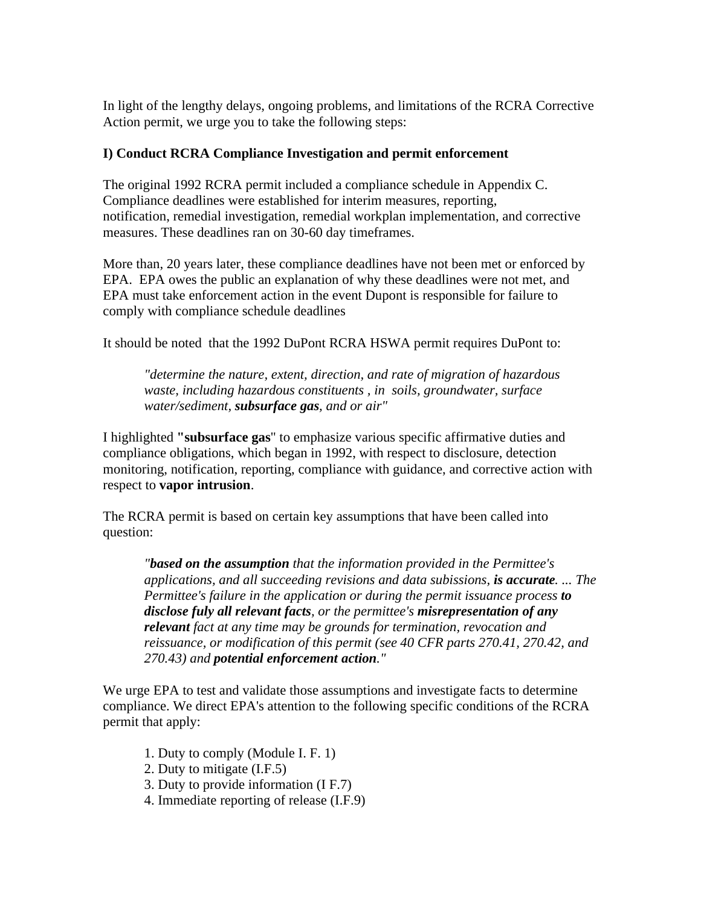In light of the lengthy delays, ongoing problems, and limitations of the RCRA Corrective Action permit, we urge you to take the following steps:

**I) Conduct RCRA Compliance Investigation and permit enforcement**

The original 1992 RCRA permit included a compliance schedule in Appendix C. Compliance deadlines were established for interim measures, reporting, notification, remedial investigation, remedial workplan implementation, and corrective measures. These deadlines ran on 30-60 day timeframes.

More than, 20 years later, these compliance deadlines have not been met or enforced by EPA. EPA owes the public an explanation of why these deadlines were not met, and EPA must take enforcement action in the event Dupont is responsible for failure to comply with compliance schedule deadlines

It should be noted that the 1992 DuPont RCRA HSWA permit requires DuPont to:

> *"determine the nature, extent, direction, and rate of migration of hazardous waste, including hazardous constituents , in soils, groundwater, surface water/sediment, **subsurface gas**, and or air"*

I highlighted **"subsurface gas**" to emphasize various specific affirmative duties and compliance obligations, which began in 1992, with respect to disclosure, detection monitoring, notification, reporting, compliance with guidance, and corrective action with respect to **vapor intrusion**.

The RCRA permit is based on certain key assumptions that have been called into question:

> *"**based on the assumption** that the information provided in the Permittee's applications, and all succeeding revisions and data subissions, **is accurate**. ... The Permittee's failure in the application or during the permit issuance process **to disclose fuly all relevant facts**, or the permittee's **misrepresentation of any relevant** fact at any time may be grounds for termination, revocation and reissuance, or modification of this permit (see 40 CFR parts 270.41, 270.42, and 270.43) and **potential enforcement action**."*

We urge EPA to test and validate those assumptions and investigate facts to determine compliance. We direct EPA's attention to the following specific conditions of the RCRA permit that apply:

1. Duty to comply (Module I. F. 1)
2. Duty to mitigate (I.F.5)
3. Duty to provide information (I F.7)
4. Immediate reporting of release (I.F.9)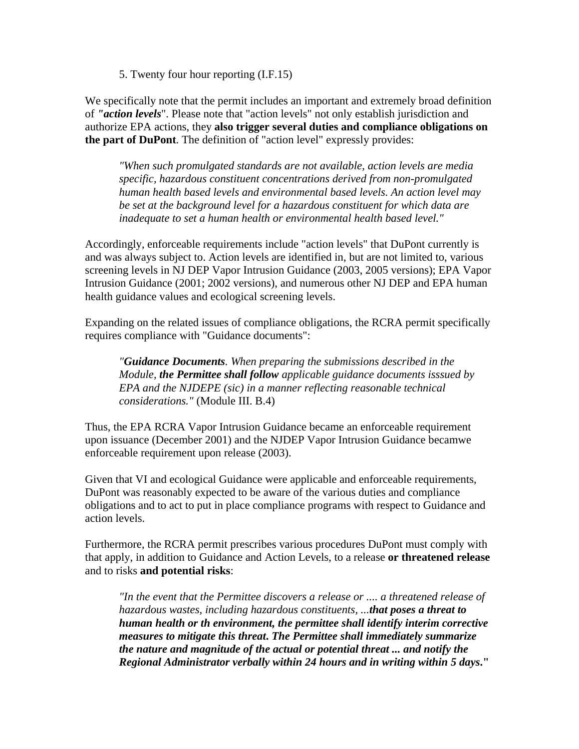5. Twenty four hour reporting (I.F.15)

We specifically note that the permit includes an important and extremely broad definition of ***"action levels***". Please note that "action levels" not only establish jurisdiction and authorize EPA actions, they **also trigger several duties and compliance obligations on the part of DuPont**. The definition of "action level" expressly provides:

> *"When such promulgated standards are not available, action levels are media specific, hazardous constituent concentrations derived from non-promulgated human health based levels and environmental based levels. An action level may be set at the background level for a hazardous constituent for which data are inadequate to set a human health or environmental health based level."*

Accordingly, enforceable requirements include "action levels" that DuPont currently is and was always subject to. Action levels are identified in, but are not limited to, various screening levels in NJ DEP Vapor Intrusion Guidance (2003, 2005 versions); EPA Vapor Intrusion Guidance (2001; 2002 versions), and numerous other NJ DEP and EPA human health guidance values and ecological screening levels.

Expanding on the related issues of compliance obligations, the RCRA permit specifically requires compliance with "Guidance documents":

> *"**Guidance Documents**. When preparing the submissions described in the Module, **the Permittee shall follow** applicable guidance documents isssued by EPA and the NJDEPE (sic) in a manner reflecting reasonable technical considerations."* (Module III. B.4)

Thus, the EPA RCRA Vapor Intrusion Guidance became an enforceable requirement upon issuance (December 2001) and the NJDEP Vapor Intrusion Guidance becamwe enforceable requirement upon release (2003).

Given that VI and ecological Guidance were applicable and enforceable requirements, DuPont was reasonably expected to be aware of the various duties and compliance obligations and to act to put in place compliance programs with respect to Guidance and action levels.

Furthermore, the RCRA permit prescribes various procedures DuPont must comply with that apply, in addition to Guidance and Action Levels, to a release **or threatened release** and to risks **and potential risks**:

> *"In the event that the Permittee discovers a release or .... a threatened release of hazardous wastes, including hazardous constituents, ...**that poses a threat to human health or th environment, the permittee shall identify interim corrective measures to mitigate this threat. The Permittee shall immediately summarize the nature and magnitude of the actual or potential threat ... and notify the Regional Administrator verbally within 24 hours and in writing within 5 days**.***"**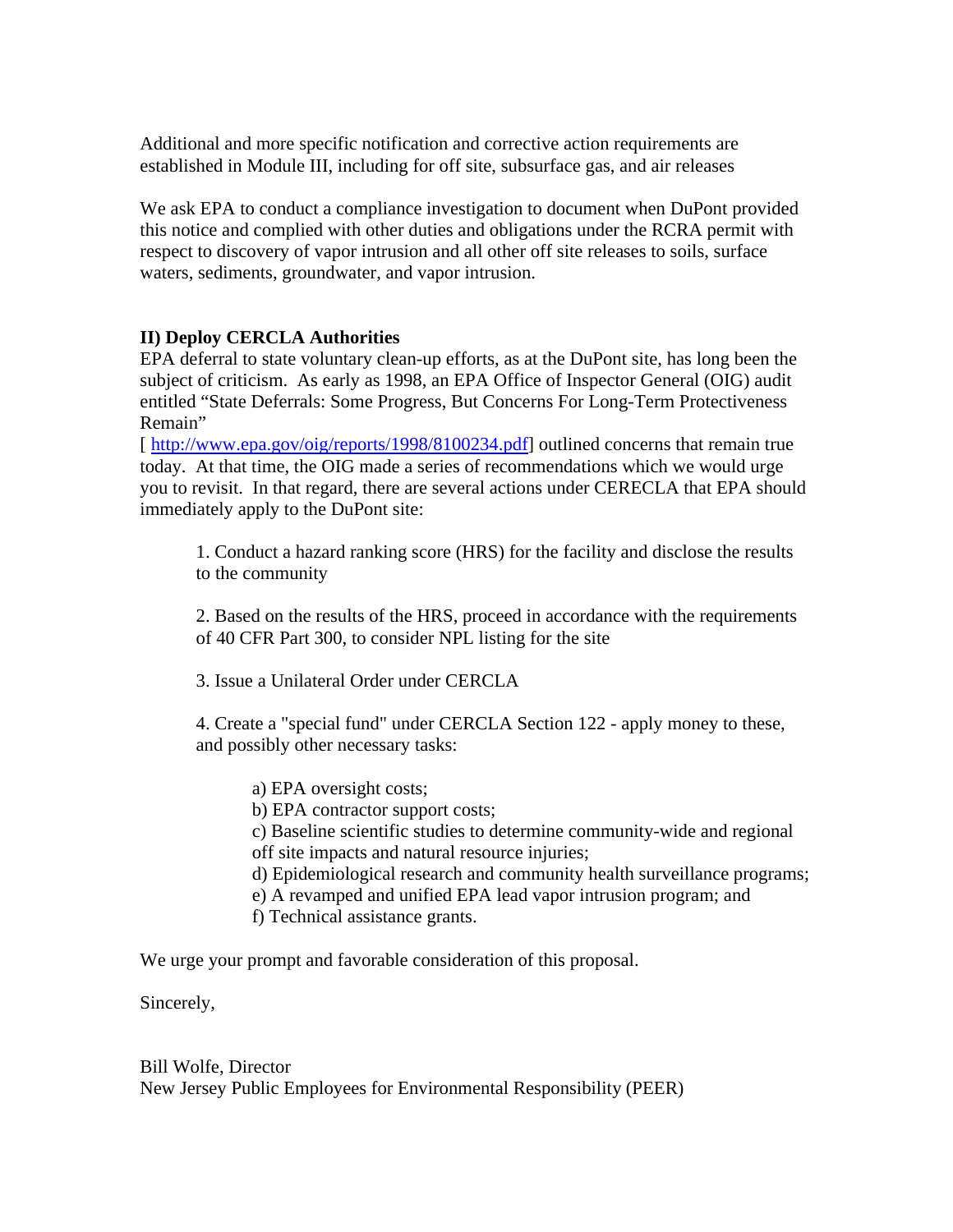Additional and more specific notification and corrective action requirements are established in Module III, including for off site, subsurface gas, and air releases

We ask EPA to conduct a compliance investigation to document when DuPont provided this notice and complied with other duties and obligations under the RCRA permit with respect to discovery of vapor intrusion and all other off site releases to soils, surface waters, sediments, groundwater, and vapor intrusion.

**II) Deploy CERCLA Authorities**

EPA deferral to state voluntary clean-up efforts, as at the DuPont site, has long been the subject of criticism. As early as 1998, an EPA Office of Inspector General (OIG) audit entitled "State Deferrals: Some Progress, But Concerns For Long-Term Protectiveness Remain"
[ http://www.epa.gov/oig/reports/1998/8100234.pdf] outlined concerns that remain true today. At that time, the OIG made a series of recommendations which we would urge you to revisit. In that regard, there are several actions under CERECLA that EPA should immediately apply to the DuPont site:

1. Conduct a hazard ranking score (HRS) for the facility and disclose the results to the community

2. Based on the results of the HRS, proceed in accordance with the requirements of 40 CFR Part 300, to consider NPL listing for the site

3. Issue a Unilateral Order under CERCLA

4. Create a "special fund" under CERCLA Section 122 - apply money to these, and possibly other necessary tasks:

   a) EPA oversight costs;
   b) EPA contractor support costs;
   c) Baseline scientific studies to determine community-wide and regional off site impacts and natural resource injuries;
   d) Epidemiological research and community health surveillance programs;
   e) A revamped and unified EPA lead vapor intrusion program; and
   f) Technical assistance grants.

We urge your prompt and favorable consideration of this proposal.

Sincerely,

Bill Wolfe, Director
New Jersey Public Employees for Environmental Responsibility (PEER)